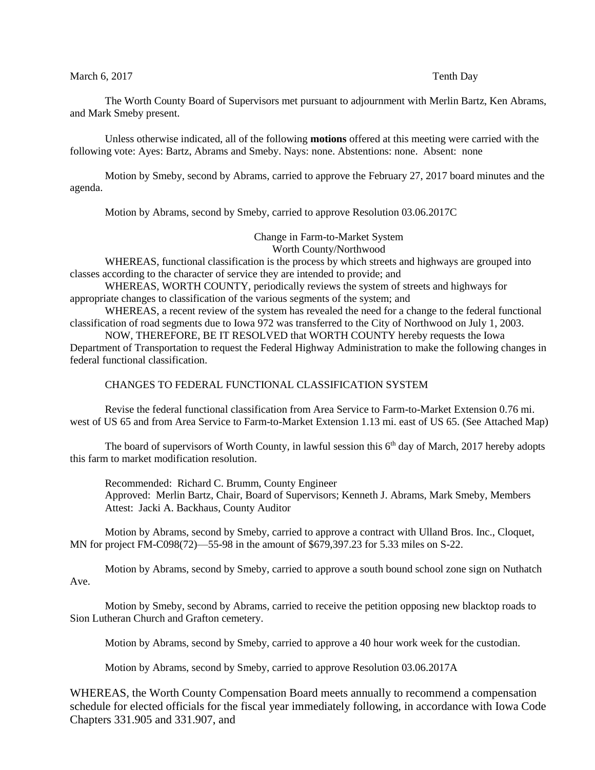March 6, 2017 Tenth Day

The Worth County Board of Supervisors met pursuant to adjournment with Merlin Bartz, Ken Abrams, and Mark Smeby present.

Unless otherwise indicated, all of the following **motions** offered at this meeting were carried with the following vote: Ayes: Bartz, Abrams and Smeby. Nays: none. Abstentions: none. Absent: none

Motion by Smeby, second by Abrams, carried to approve the February 27, 2017 board minutes and the agenda.

Motion by Abrams, second by Smeby, carried to approve Resolution 03.06.2017C

Change in Farm-to-Market System
Worth County/Northwood

WHEREAS, functional classification is the process by which streets and highways are grouped into classes according to the character of service they are intended to provide; and

WHEREAS, WORTH COUNTY, periodically reviews the system of streets and highways for appropriate changes to classification of the various segments of the system; and

WHEREAS, a recent review of the system has revealed the need for a change to the federal functional classification of road segments due to Iowa 972 was transferred to the City of Northwood on July 1, 2003.

NOW, THEREFORE, BE IT RESOLVED that WORTH COUNTY hereby requests the Iowa Department of Transportation to request the Federal Highway Administration to make the following changes in federal functional classification.

CHANGES TO FEDERAL FUNCTIONAL CLASSIFICATION SYSTEM

Revise the federal functional classification from Area Service to Farm-to-Market Extension 0.76 mi. west of US 65 and from Area Service to Farm-to-Market Extension 1.13 mi. east of US 65. (See Attached Map)

The board of supervisors of Worth County, in lawful session this 6th day of March, 2017 hereby adopts this farm to market modification resolution.

Recommended: Richard C. Brumm, County Engineer
Approved: Merlin Bartz, Chair, Board of Supervisors; Kenneth J. Abrams, Mark Smeby, Members
Attest: Jacki A. Backhaus, County Auditor

Motion by Abrams, second by Smeby, carried to approve a contract with Ulland Bros. Inc., Cloquet, MN for project FM-C098(72)—55-98 in the amount of $679,397.23 for 5.33 miles on S-22.

Motion by Abrams, second by Smeby, carried to approve a south bound school zone sign on Nuthatch Ave.

Motion by Smeby, second by Abrams, carried to receive the petition opposing new blacktop roads to Sion Lutheran Church and Grafton cemetery.

Motion by Abrams, second by Smeby, carried to approve a 40 hour work week for the custodian.

Motion by Abrams, second by Smeby, carried to approve Resolution 03.06.2017A

WHEREAS, the Worth County Compensation Board meets annually to recommend a compensation schedule for elected officials for the fiscal year immediately following, in accordance with Iowa Code Chapters 331.905 and 331.907, and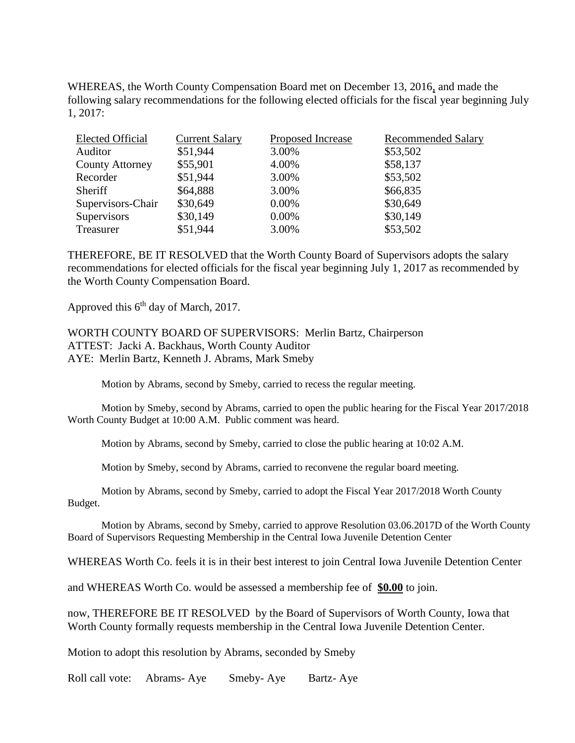WHEREAS, the Worth County Compensation Board met on December 13, 2016, and made the following salary recommendations for the following elected officials for the fiscal year beginning July 1, 2017:

| Elected Official | Current Salary | Proposed Increase | Recommended Salary |
|---|---|---|---|
| Auditor | \$51,944 | 3.00% | \$53,502 |
| County Attorney | \$55,901 | 4.00% | \$58,137 |
| Recorder | \$51,944 | 3.00% | \$53,502 |
| Sheriff | \$64,888 | 3.00% | \$66,835 |
| Supervisors-Chair | \$30,649 | 0.00% | \$30,649 |
| Supervisors | \$30,149 | 0.00% | \$30,149 |
| Treasurer | \$51,944 | 3.00% | \$53,502 |

THEREFORE, BE IT RESOLVED that the Worth County Board of Supervisors adopts the salary recommendations for elected officials for the fiscal year beginning July 1, 2017 as recommended by the Worth County Compensation Board.

Approved this 6th day of March, 2017.

WORTH COUNTY BOARD OF SUPERVISORS: Merlin Bartz, Chairperson
ATTEST: Jacki A. Backhaus, Worth County Auditor
AYE: Merlin Bartz, Kenneth J. Abrams, Mark Smeby

Motion by Abrams, second by Smeby, carried to recess the regular meeting.

Motion by Smeby, second by Abrams, carried to open the public hearing for the Fiscal Year 2017/2018 Worth County Budget at 10:00 A.M. Public comment was heard.

Motion by Abrams, second by Smeby, carried to close the public hearing at 10:02 A.M.

Motion by Smeby, second by Abrams, carried to reconvene the regular board meeting.

Motion by Abrams, second by Smeby, carried to adopt the Fiscal Year 2017/2018 Worth County Budget.

Motion by Abrams, second by Smeby, carried to approve Resolution 03.06.2017D of the Worth County Board of Supervisors Requesting Membership in the Central Iowa Juvenile Detention Center

WHEREAS Worth Co. feels it is in their best interest to join Central Iowa Juvenile Detention Center

and WHEREAS Worth Co. would be assessed a membership fee of **\$0.00** to join.

now, THEREFORE BE IT RESOLVED by the Board of Supervisors of Worth County, Iowa that Worth County formally requests membership in the Central Iowa Juvenile Detention Center.

Motion to adopt this resolution by Abrams, seconded by Smeby

Roll call vote: Abrams- Aye Smeby- Aye Bartz- Aye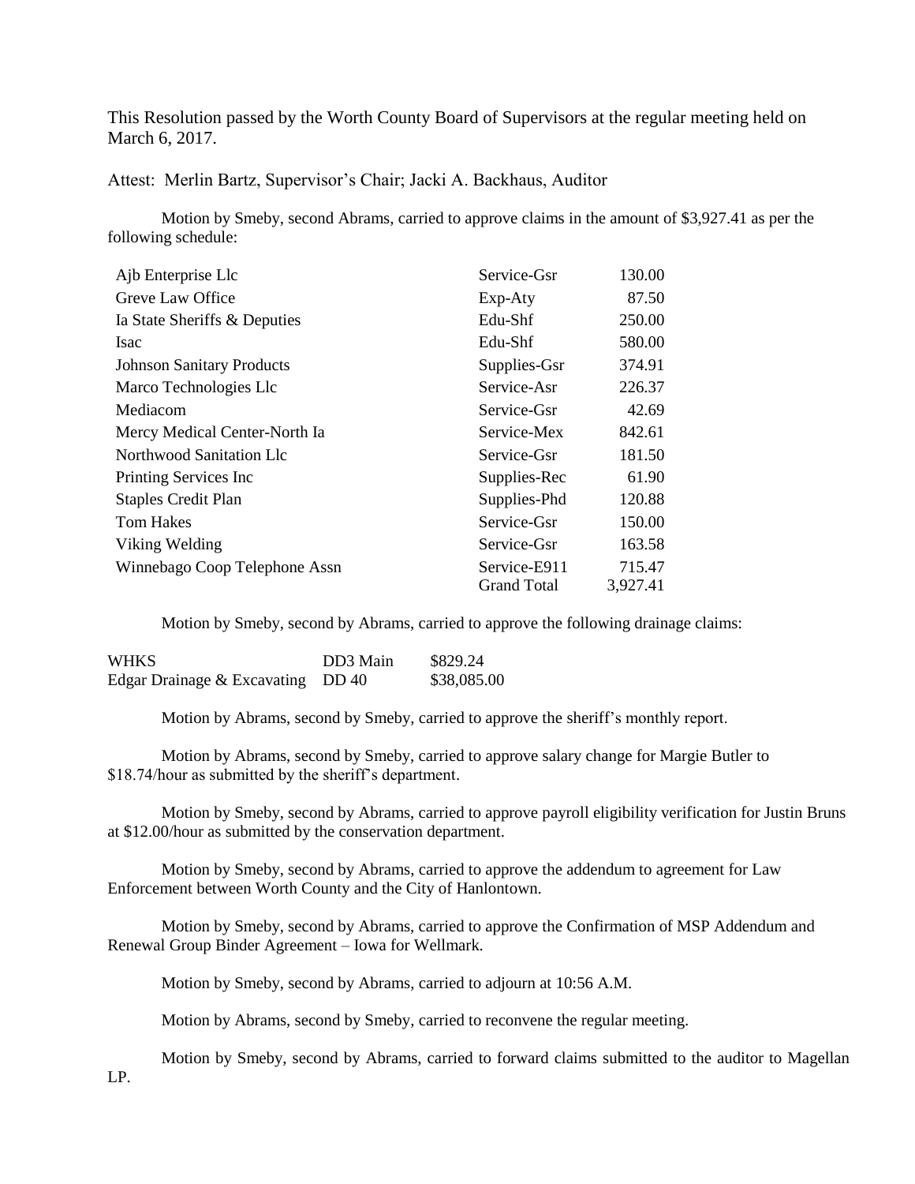This Resolution passed by the Worth County Board of Supervisors at the regular meeting held on March 6, 2017.

Attest: Merlin Bartz, Supervisor's Chair; Jacki A. Backhaus, Auditor

Motion by Smeby, second Abrams, carried to approve claims in the amount of $3,927.41 as per the following schedule:

| | | |
|---|---|---|
| Ajb Enterprise Llc | Service-Gsr | 130.00 |
| Greve Law Office | Exp-Aty | 87.50 |
| Ia State Sheriffs & Deputies | Edu-Shf | 250.00 |
| Isac | Edu-Shf | 580.00 |
| Johnson Sanitary Products | Supplies-Gsr | 374.91 |
| Marco Technologies Llc | Service-Asr | 226.37 |
| Mediacom | Service-Gsr | 42.69 |
| Mercy Medical Center-North Ia | Service-Mex | 842.61 |
| Northwood Sanitation Llc | Service-Gsr | 181.50 |
| Printing Services Inc | Supplies-Rec | 61.90 |
| Staples Credit Plan | Supplies-Phd | 120.88 |
| Tom Hakes | Service-Gsr | 150.00 |
| Viking Welding | Service-Gsr | 163.58 |
| Winnebago Coop Telephone Assn | Service-E911 | 715.47 |
| | Grand Total | 3,927.41 |

Motion by Smeby, second by Abrams, carried to approve the following drainage claims:

| | | |
|---|---|---|
| WHKS | DD3 Main | $829.24 |
| Edgar Drainage & Excavating | DD 40 | $38,085.00 |

Motion by Abrams, second by Smeby, carried to approve the sheriff's monthly report.

Motion by Abrams, second by Smeby, carried to approve salary change for Margie Butler to $18.74/hour as submitted by the sheriff's department.

Motion by Smeby, second by Abrams, carried to approve payroll eligibility verification for Justin Bruns at $12.00/hour as submitted by the conservation department.

Motion by Smeby, second by Abrams, carried to approve the addendum to agreement for Law Enforcement between Worth County and the City of Hanlontown.

Motion by Smeby, second by Abrams, carried to approve the Confirmation of MSP Addendum and Renewal Group Binder Agreement – Iowa for Wellmark.

Motion by Smeby, second by Abrams, carried to adjourn at 10:56 A.M.

Motion by Abrams, second by Smeby, carried to reconvene the regular meeting.

Motion by Smeby, second by Abrams, carried to forward claims submitted to the auditor to Magellan LP.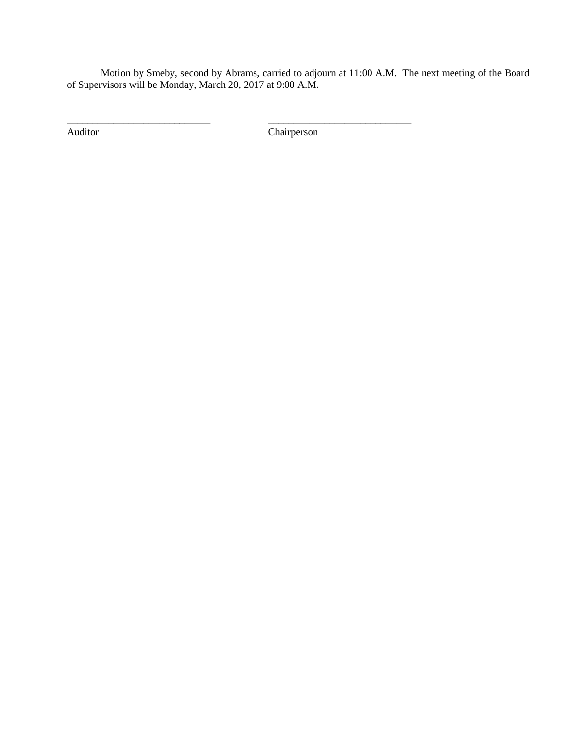Motion by Smeby, second by Abrams, carried to adjourn at 11:00 A.M. The next meeting of the Board of Supervisors will be Monday, March 20, 2017 at 9:00 A.M.

| | |
|---|---|
| ____________________________ | ____________________________ |
| Auditor | Chairperson |